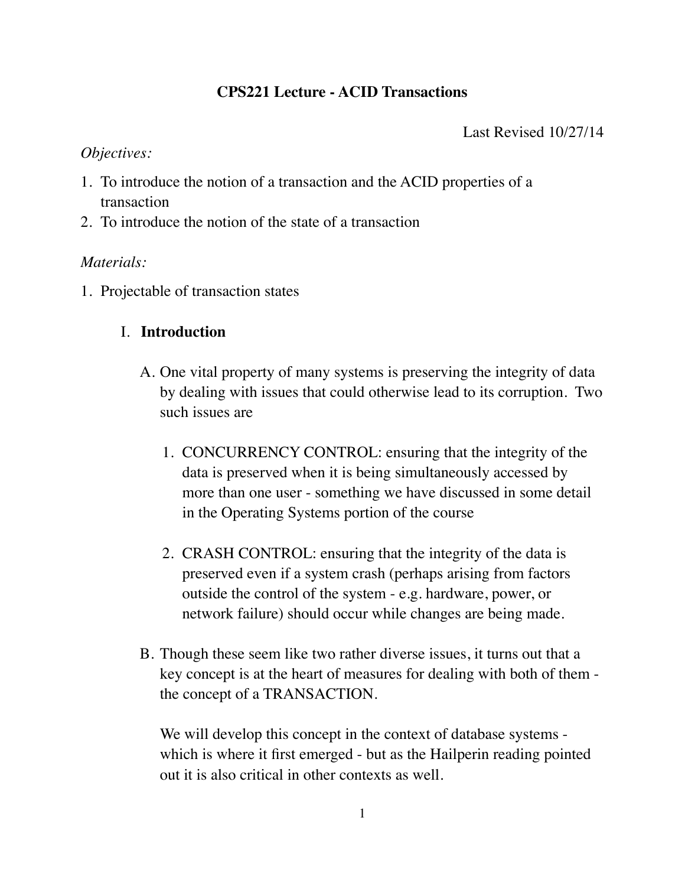# CPS221 Lecture - ACID Transactions

Last Revised 10/27/14

*Objectives:*

1. To introduce the notion of a transaction and the ACID properties of a transaction
2. To introduce the notion of the state of a transaction

*Materials:*

1. Projectable of transaction states

## I. Introduction

A. One vital property of many systems is preserving the integrity of data by dealing with issues that could otherwise lead to its corruption. Two such issues are

1. CONCURRENCY CONTROL: ensuring that the integrity of the data is preserved when it is being simultaneously accessed by more than one user - something we have discussed in some detail in the Operating Systems portion of the course

2. CRASH CONTROL: ensuring that the integrity of the data is preserved even if a system crash (perhaps arising from factors outside the control of the system - e.g. hardware, power, or network failure) should occur while changes are being made.

B. Though these seem like two rather diverse issues, it turns out that a key concept is at the heart of measures for dealing with both of them - the concept of a TRANSACTION.

We will develop this concept in the context of database systems - which is where it first emerged - but as the Hailperin reading pointed out it is also critical in other contexts as well.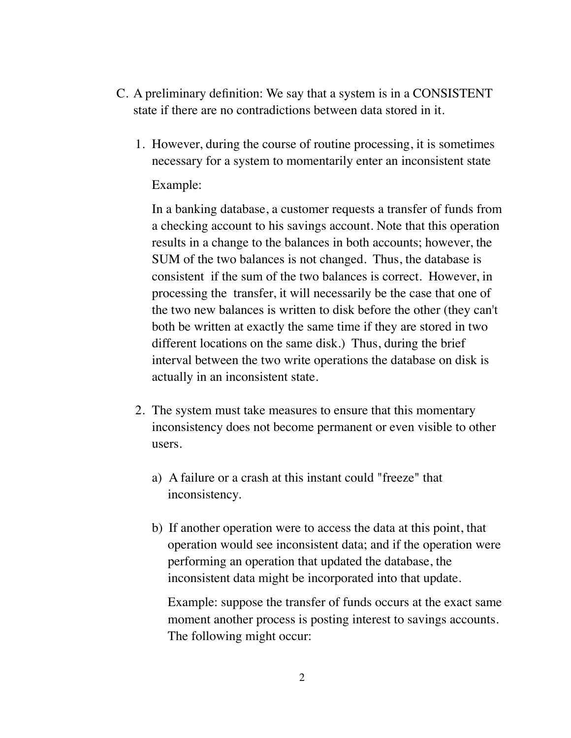C. A preliminary definition: We say that a system is in a CONSISTENT state if there are no contradictions between data stored in it.

1. However, during the course of routine processing, it is sometimes necessary for a system to momentarily enter an inconsistent state

   Example:

   In a banking database, a customer requests a transfer of funds from a checking account to his savings account. Note that this operation results in a change to the balances in both accounts; however, the SUM of the two balances is not changed. Thus, the database is consistent if the sum of the two balances is correct. However, in processing the transfer, it will necessarily be the case that one of the two new balances is written to disk before the other (they can't both be written at exactly the same time if they are stored in two different locations on the same disk.) Thus, during the brief interval between the two write operations the database on disk is actually in an inconsistent state.

2. The system must take measures to ensure that this momentary inconsistency does not become permanent or even visible to other users.

   a) A failure or a crash at this instant could "freeze" that inconsistency.

   b) If another operation were to access the data at this point, that operation would see inconsistent data; and if the operation were performing an operation that updated the database, the inconsistent data might be incorporated into that update.

      Example: suppose the transfer of funds occurs at the exact same moment another process is posting interest to savings accounts. The following might occur: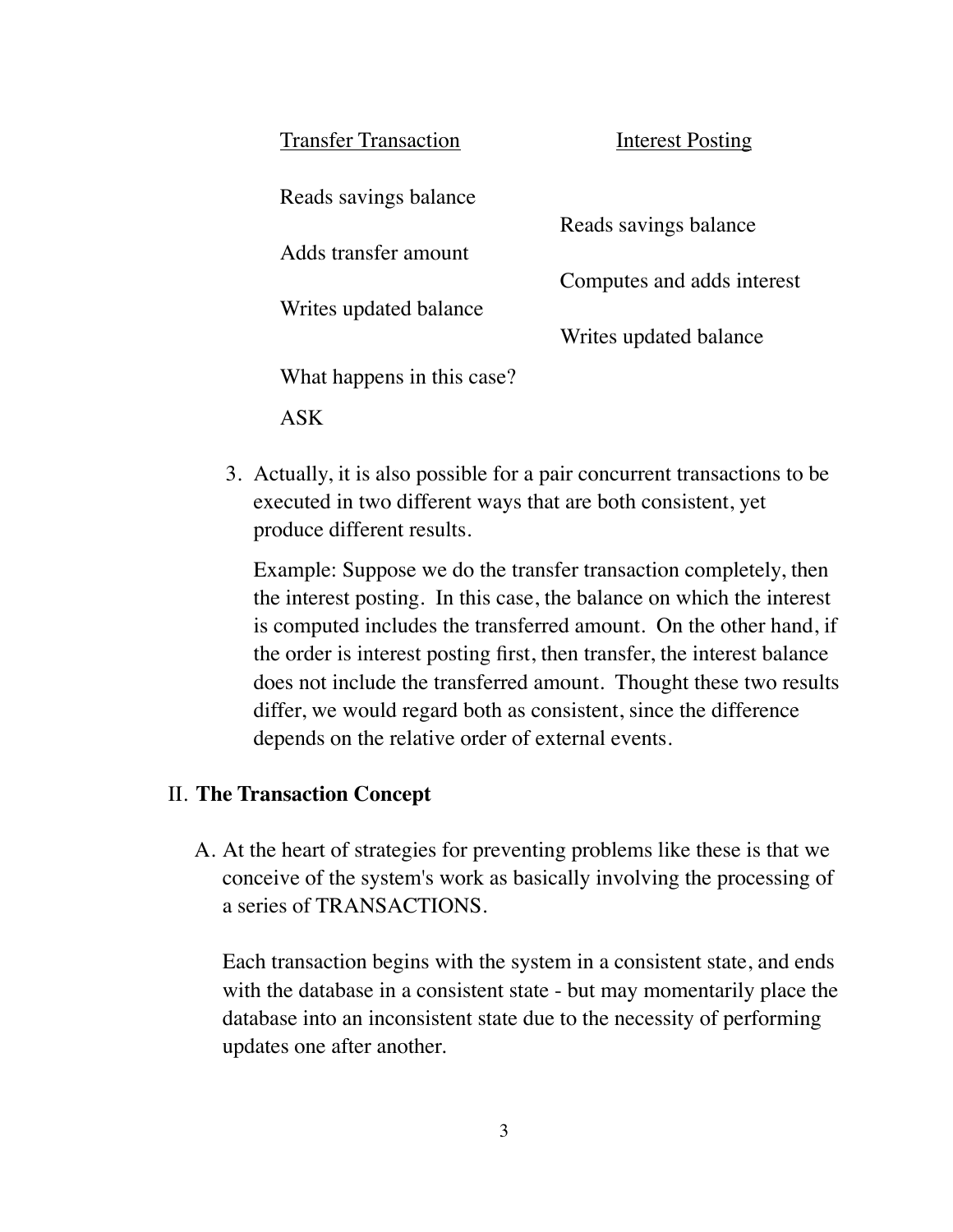| Transfer Transaction | Interest Posting |
|---|---|
| Reads savings balance | |
| | Reads savings balance |
| Adds transfer amount | |
| | Computes and adds interest |
| Writes updated balance | |
| | Writes updated balance |

What happens in this case?

ASK

3. Actually, it is also possible for a pair concurrent transactions to be executed in two different ways that are both consistent, yet produce different results.

   Example: Suppose we do the transfer transaction completely, then the interest posting. In this case, the balance on which the interest is computed includes the transferred amount. On the other hand, if the order is interest posting first, then transfer, the interest balance does not include the transferred amount. Thought these two results differ, we would regard both as consistent, since the difference depends on the relative order of external events.

## II. **The Transaction Concept**

A. At the heart of strategies for preventing problems like these is that we conceive of the system's work as basically involving the processing of a series of TRANSACTIONS.

   Each transaction begins with the system in a consistent state, and ends with the database in a consistent state - but may momentarily place the database into an inconsistent state due to the necessity of performing updates one after another.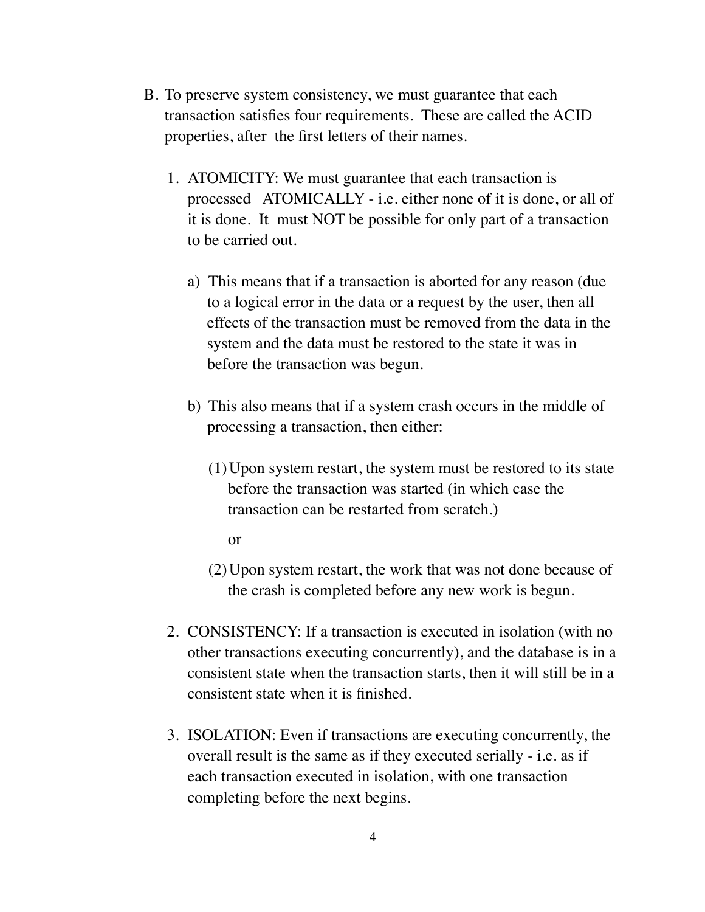B. To preserve system consistency, we must guarantee that each transaction satisfies four requirements. These are called the ACID properties, after the first letters of their names.

1. ATOMICITY: We must guarantee that each transaction is processed ATOMICALLY - i.e. either none of it is done, or all of it is done. It must NOT be possible for only part of a transaction to be carried out.

   a) This means that if a transaction is aborted for any reason (due to a logical error in the data or a request by the user, then all effects of the transaction must be removed from the data in the system and the data must be restored to the state it was in before the transaction was begun.

   b) This also means that if a system crash occurs in the middle of processing a transaction, then either:

      (1) Upon system restart, the system must be restored to its state before the transaction was started (in which case the transaction can be restarted from scratch.)

      or

      (2) Upon system restart, the work that was not done because of the crash is completed before any new work is begun.

2. CONSISTENCY: If a transaction is executed in isolation (with no other transactions executing concurrently), and the database is in a consistent state when the transaction starts, then it will still be in a consistent state when it is finished.

3. ISOLATION: Even if transactions are executing concurrently, the overall result is the same as if they executed serially - i.e. as if each transaction executed in isolation, with one transaction completing before the next begins.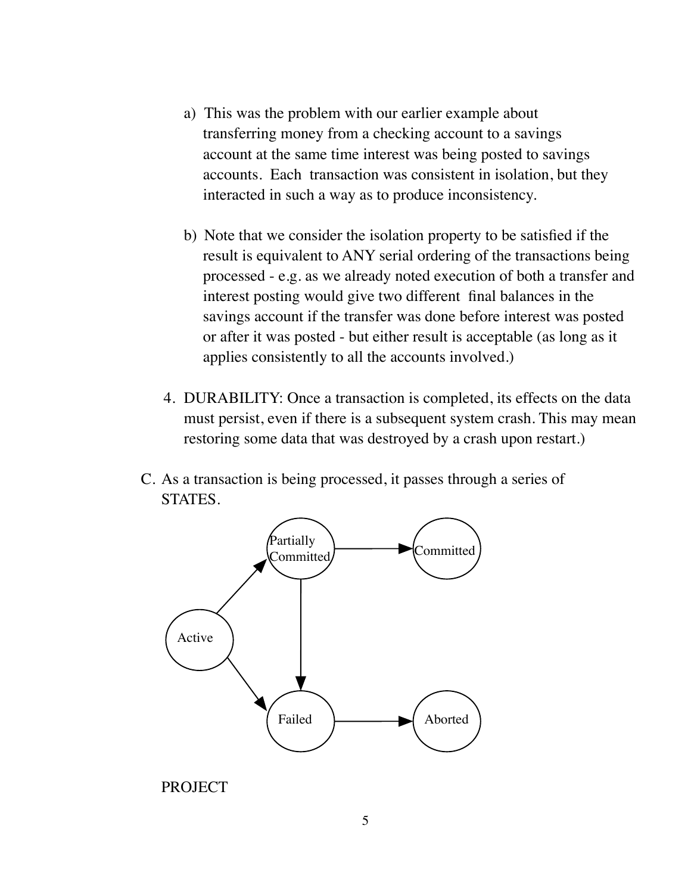a) This was the problem with our earlier example about transferring money from a checking account to a savings account at the same time interest was being posted to savings accounts. Each transaction was consistent in isolation, but they interacted in such a way as to produce inconsistency.

b) Note that we consider the isolation property to be satisfied if the result is equivalent to ANY serial ordering of the transactions being processed - e.g. as we already noted execution of both a transfer and interest posting would give two different final balances in the savings account if the transfer was done before interest was posted or after it was posted - but either result is acceptable (as long as it applies consistently to all the accounts involved.)

4. DURABILITY: Once a transaction is completed, its effects on the data must persist, even if there is a subsequent system crash. This may mean restoring some data that was destroyed by a crash upon restart.)

C. As a transaction is being processed, it passes through a series of STATES.

Partially Committed

Committed

Active

Failed

Aborted

PROJECT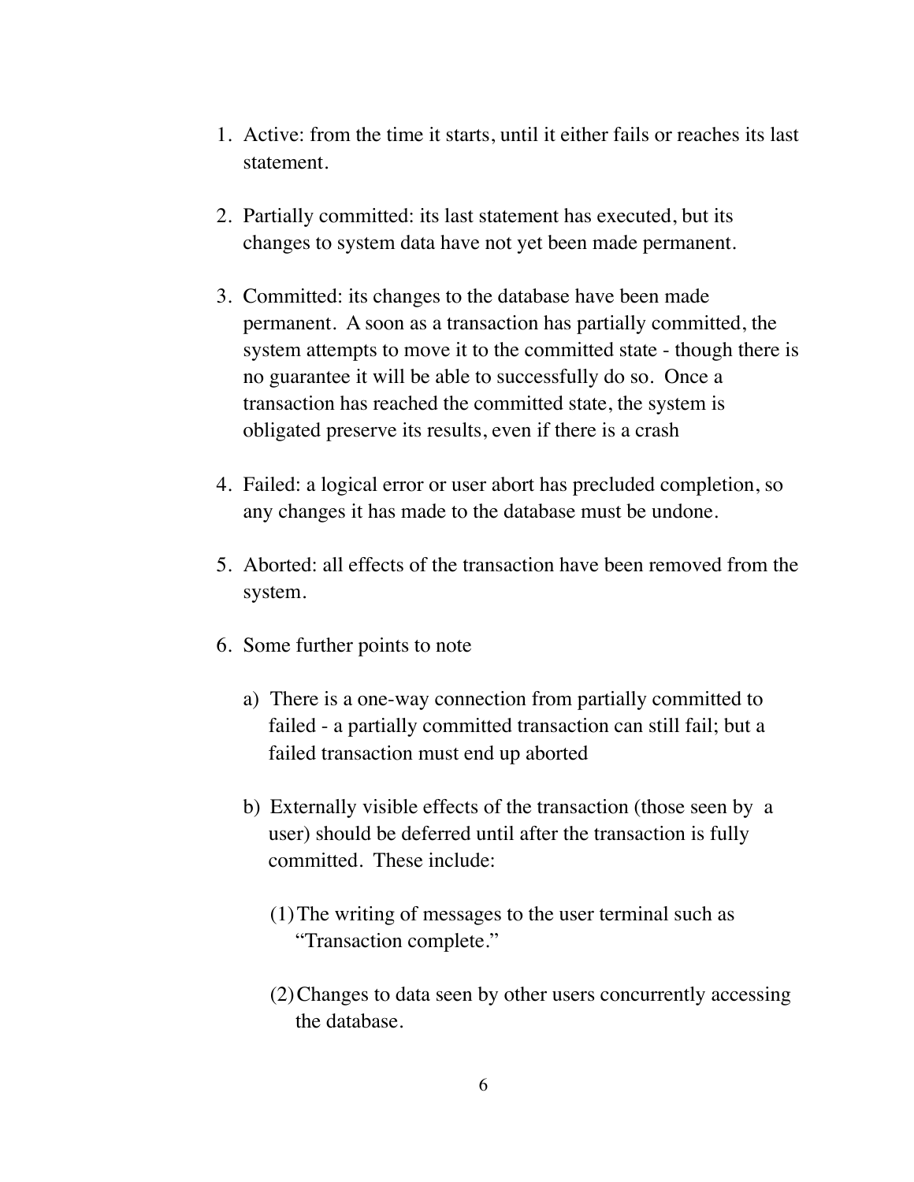1. Active: from the time it starts, until it either fails or reaches its last statement.

2. Partially committed: its last statement has executed, but its changes to system data have not yet been made permanent.

3. Committed: its changes to the database have been made permanent. A soon as a transaction has partially committed, the system attempts to move it to the committed state - though there is no guarantee it will be able to successfully do so. Once a transaction has reached the committed state, the system is obligated preserve its results, even if there is a crash

4. Failed: a logical error or user abort has precluded completion, so any changes it has made to the database must be undone.

5. Aborted: all effects of the transaction have been removed from the system.

6. Some further points to note

   a) There is a one-way connection from partially committed to failed - a partially committed transaction can still fail; but a failed transaction must end up aborted

   b) Externally visible effects of the transaction (those seen by a user) should be deferred until after the transaction is fully committed. These include:

      (1) The writing of messages to the user terminal such as "Transaction complete."

      (2) Changes to data seen by other users concurrently accessing the database.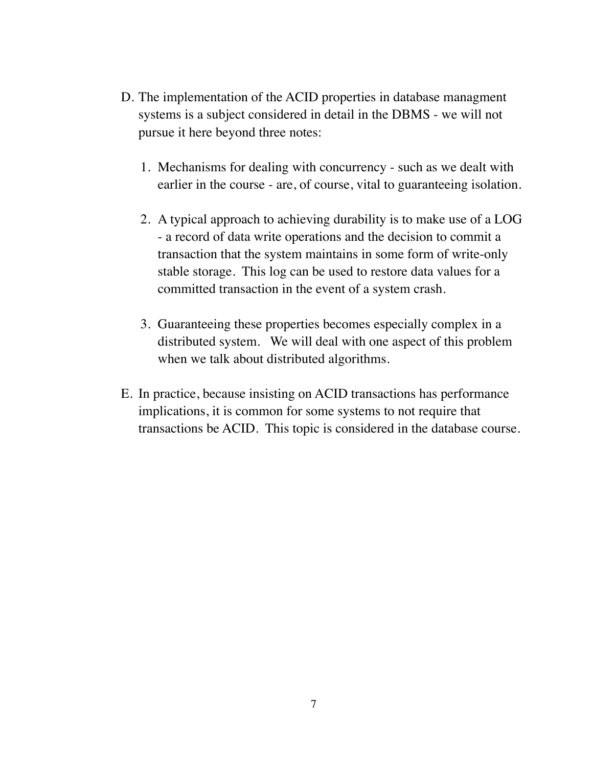D. The implementation of the ACID properties in database managment systems is a subject considered in detail in the DBMS - we will not pursue it here beyond three notes:

   1. Mechanisms for dealing with concurrency - such as we dealt with earlier in the course - are, of course, vital to guaranteeing isolation.

   2. A typical approach to achieving durability is to make use of a LOG - a record of data write operations and the decision to commit a transaction that the system maintains in some form of write-only stable storage. This log can be used to restore data values for a committed transaction in the event of a system crash.

   3. Guaranteeing these properties becomes especially complex in a distributed system. We will deal with one aspect of this problem when we talk about distributed algorithms.

E. In practice, because insisting on ACID transactions has performance implications, it is common for some systems to not require that transactions be ACID. This topic is considered in the database course.